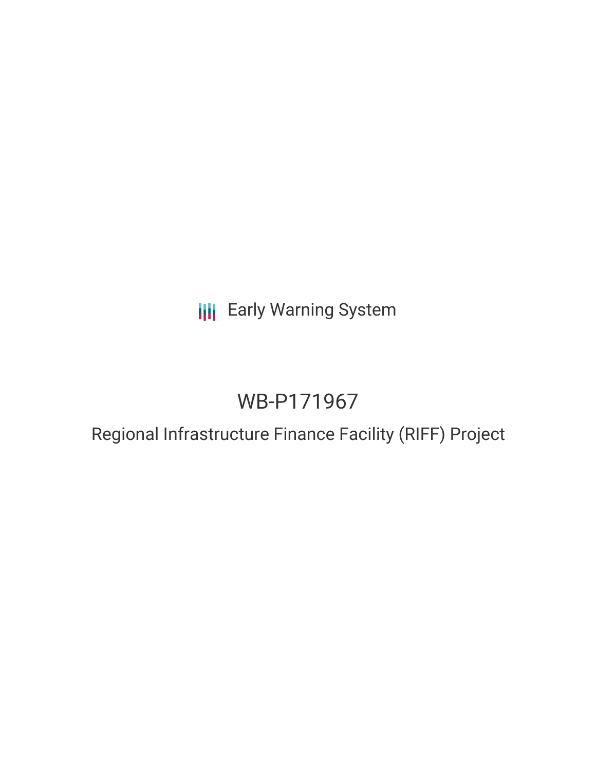Early Warning System

# WB-P171967

## Regional Infrastructure Finance Facility (RIFF) Project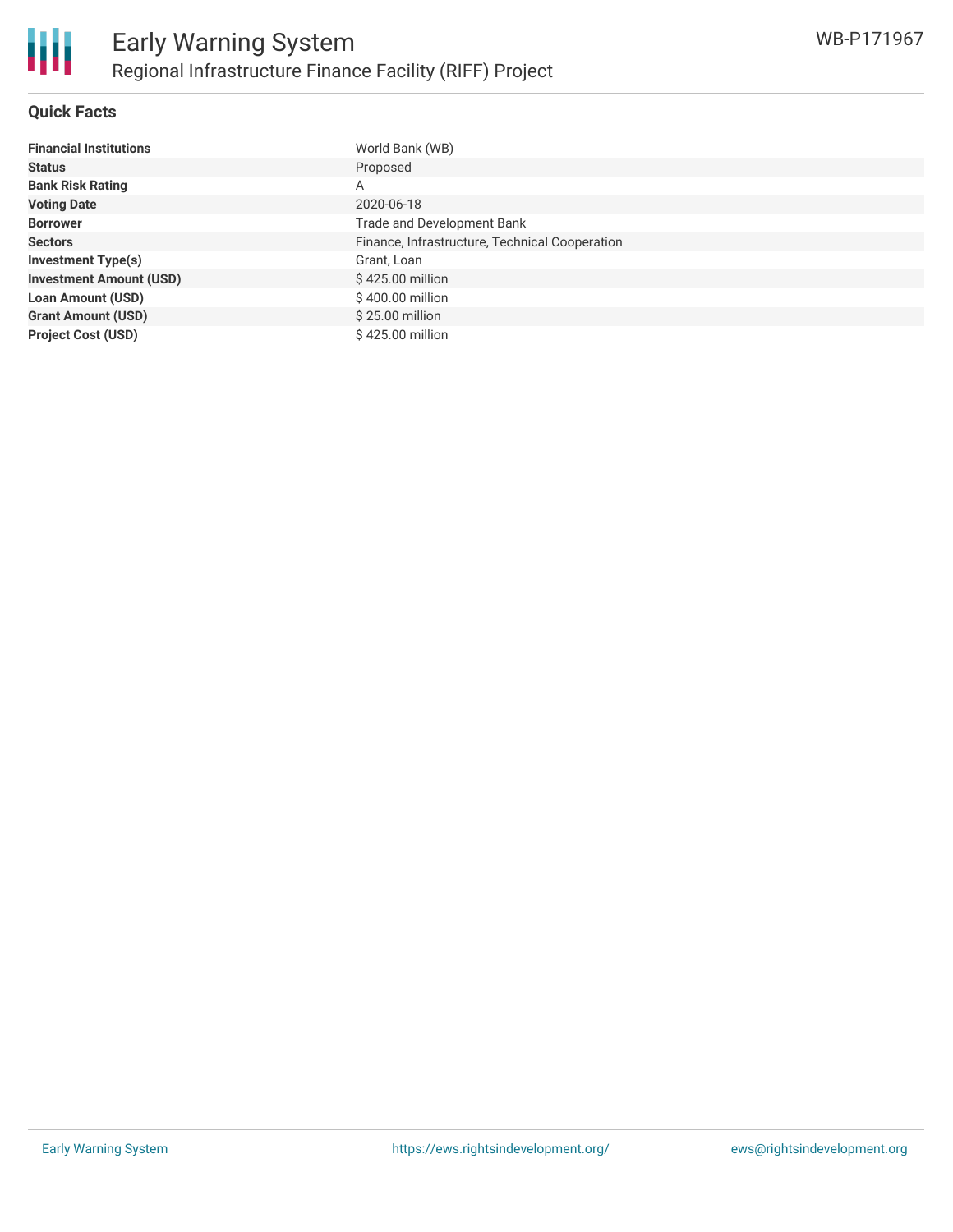## Quick Facts

| Financial Institutions | World Bank (WB) |
| --- | --- |
| Status | Proposed |
| Bank Risk Rating | A |
| Voting Date | 2020-06-18 |
| Borrower | Trade and Development Bank |
| Sectors | Finance, Infrastructure, Technical Cooperation |
| Investment Type(s) | Grant, Loan |
| Investment Amount (USD) | $ 425.00 million |
| Loan Amount (USD) | $ 400.00 million |
| Grant Amount (USD) | $ 25.00 million |
| Project Cost (USD) | $ 425.00 million |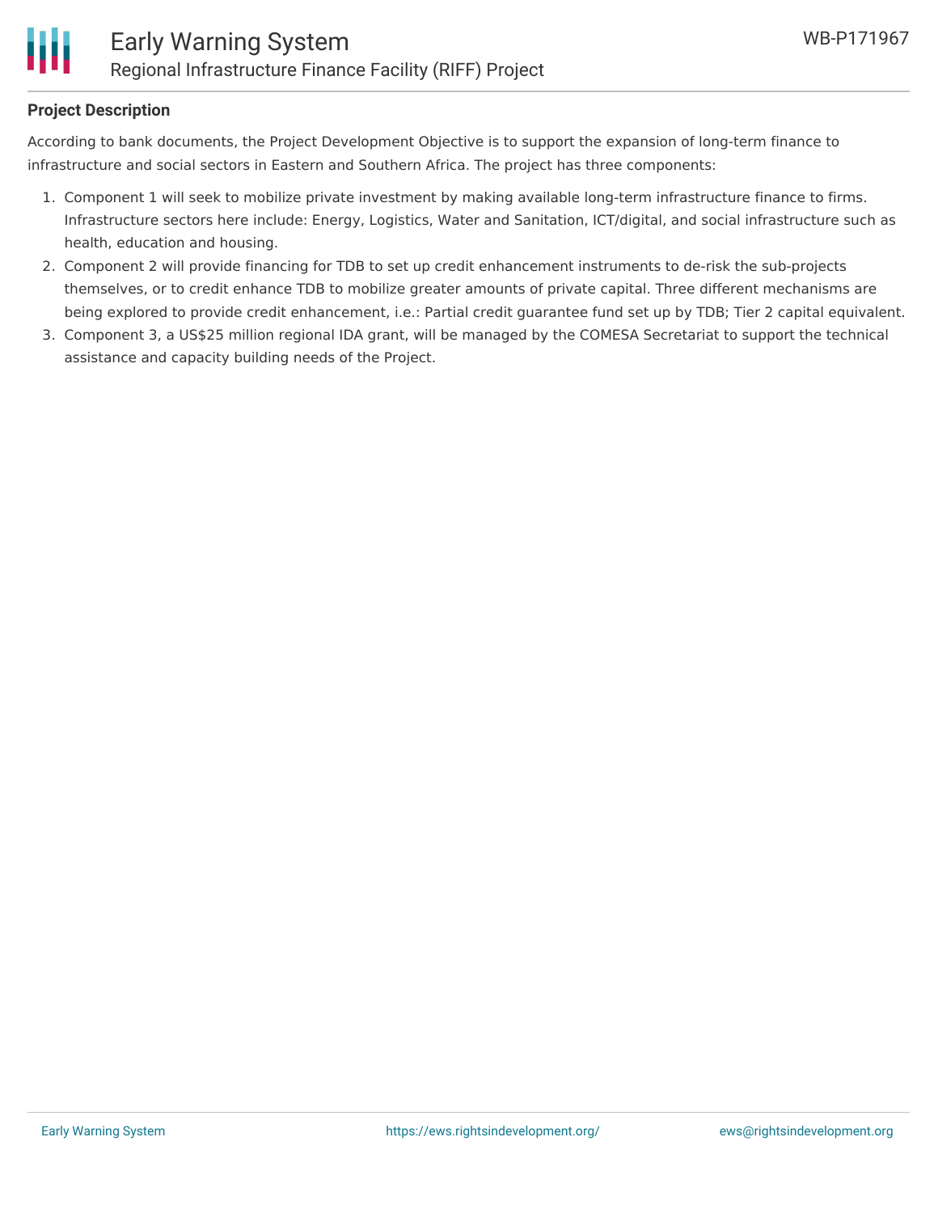**Project Description**

According to bank documents, the Project Development Objective is to support the expansion of long-term finance to infrastructure and social sectors in Eastern and Southern Africa. The project has three components:

1. Component 1 will seek to mobilize private investment by making available long-term infrastructure finance to firms. Infrastructure sectors here include: Energy, Logistics, Water and Sanitation, ICT/digital, and social infrastructure such as health, education and housing.
2. Component 2 will provide financing for TDB to set up credit enhancement instruments to de-risk the sub-projects themselves, or to credit enhance TDB to mobilize greater amounts of private capital. Three different mechanisms are being explored to provide credit enhancement, i.e.: Partial credit guarantee fund set up by TDB; Tier 2 capital equivalent.
3. Component 3, a US$25 million regional IDA grant, will be managed by the COMESA Secretariat to support the technical assistance and capacity building needs of the Project.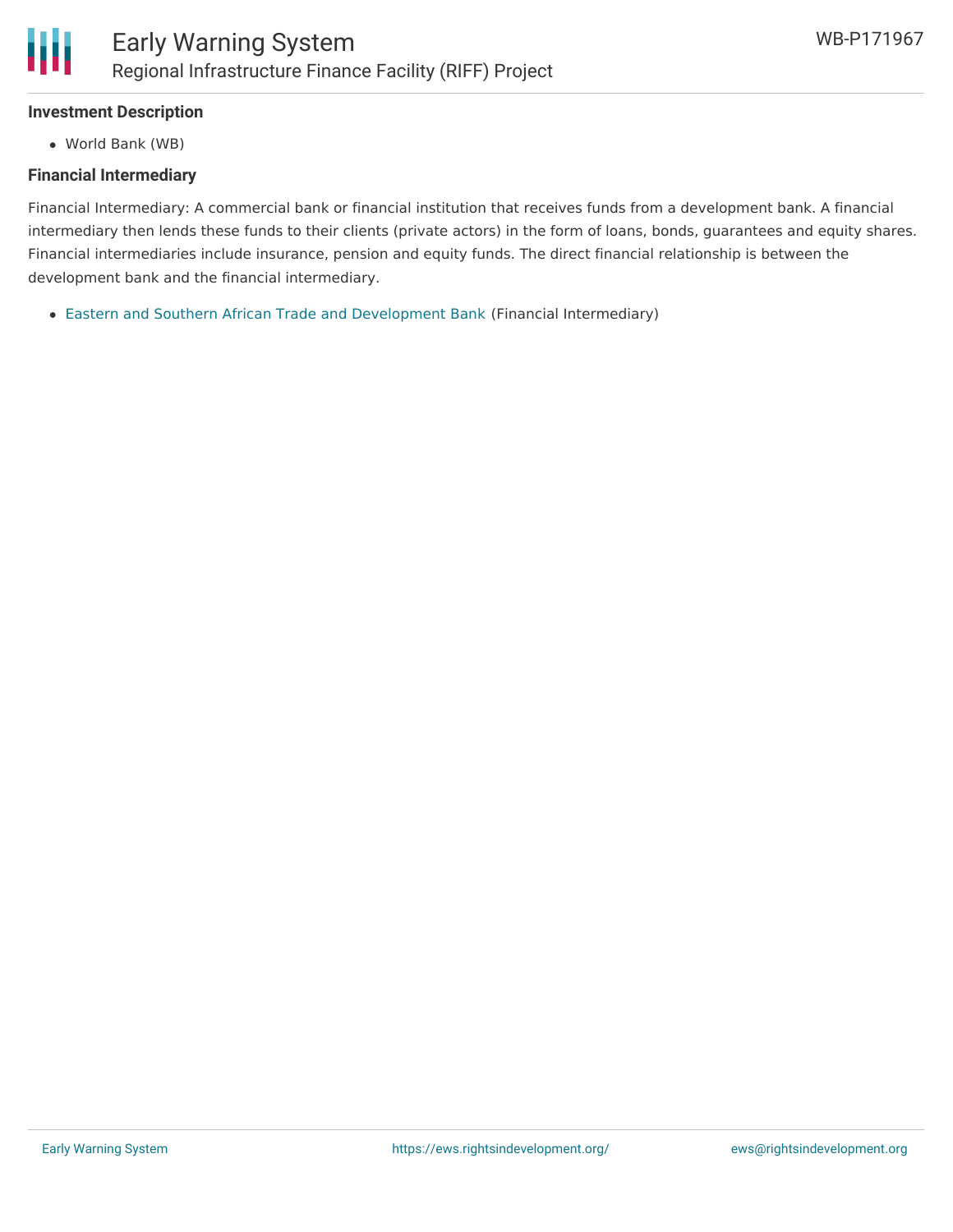### Investment Description

- World Bank (WB)

### Financial Intermediary

Financial Intermediary: A commercial bank or financial institution that receives funds from a development bank. A financial intermediary then lends these funds to their clients (private actors) in the form of loans, bonds, guarantees and equity shares. Financial intermediaries include insurance, pension and equity funds. The direct financial relationship is between the development bank and the financial intermediary.

- Eastern and Southern African Trade and Development Bank (Financial Intermediary)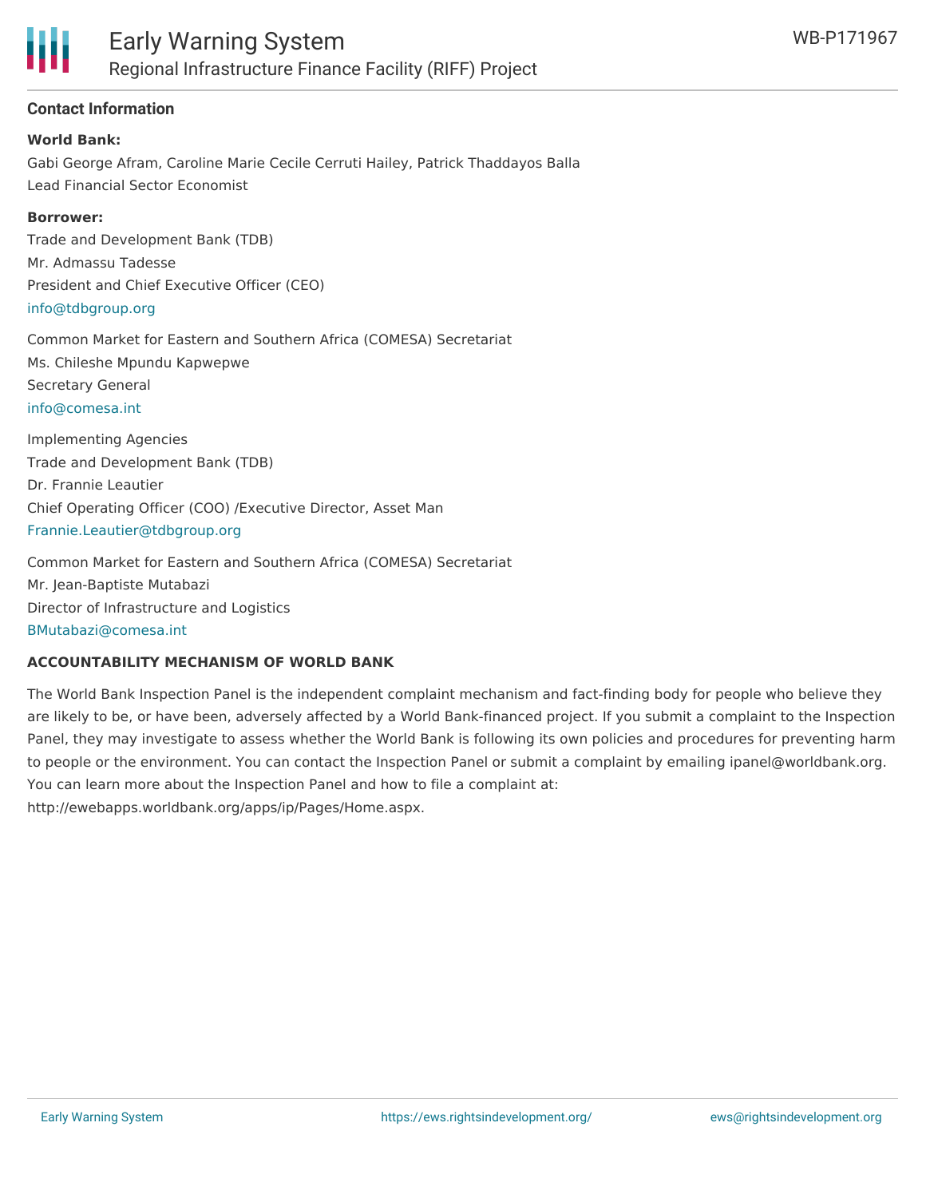## Contact Information

**World Bank:**

Gabi George Afram, Caroline Marie Cecile Cerruti Hailey, Patrick Thaddayos Balla
Lead Financial Sector Economist

**Borrower:**

Trade and Development Bank (TDB)
Mr. Admassu Tadesse
President and Chief Executive Officer (CEO)
info@tdbgroup.org

Common Market for Eastern and Southern Africa (COMESA) Secretariat
Ms. Chileshe Mpundu Kapwepwe
Secretary General
info@comesa.int

Implementing Agencies
Trade and Development Bank (TDB)
Dr. Frannie Leautier
Chief Operating Officer (COO) /Executive Director, Asset Man
Frannie.Leautier@tdbgroup.org

Common Market for Eastern and Southern Africa (COMESA) Secretariat
Mr. Jean-Baptiste Mutabazi
Director of Infrastructure and Logistics
BMutabazi@comesa.int

**ACCOUNTABILITY MECHANISM OF WORLD BANK**

The World Bank Inspection Panel is the independent complaint mechanism and fact-finding body for people who believe they are likely to be, or have been, adversely affected by a World Bank-financed project. If you submit a complaint to the Inspection Panel, they may investigate to assess whether the World Bank is following its own policies and procedures for preventing harm to people or the environment. You can contact the Inspection Panel or submit a complaint by emailing ipanel@worldbank.org. You can learn more about the Inspection Panel and how to file a complaint at: http://ewebapps.worldbank.org/apps/ip/Pages/Home.aspx.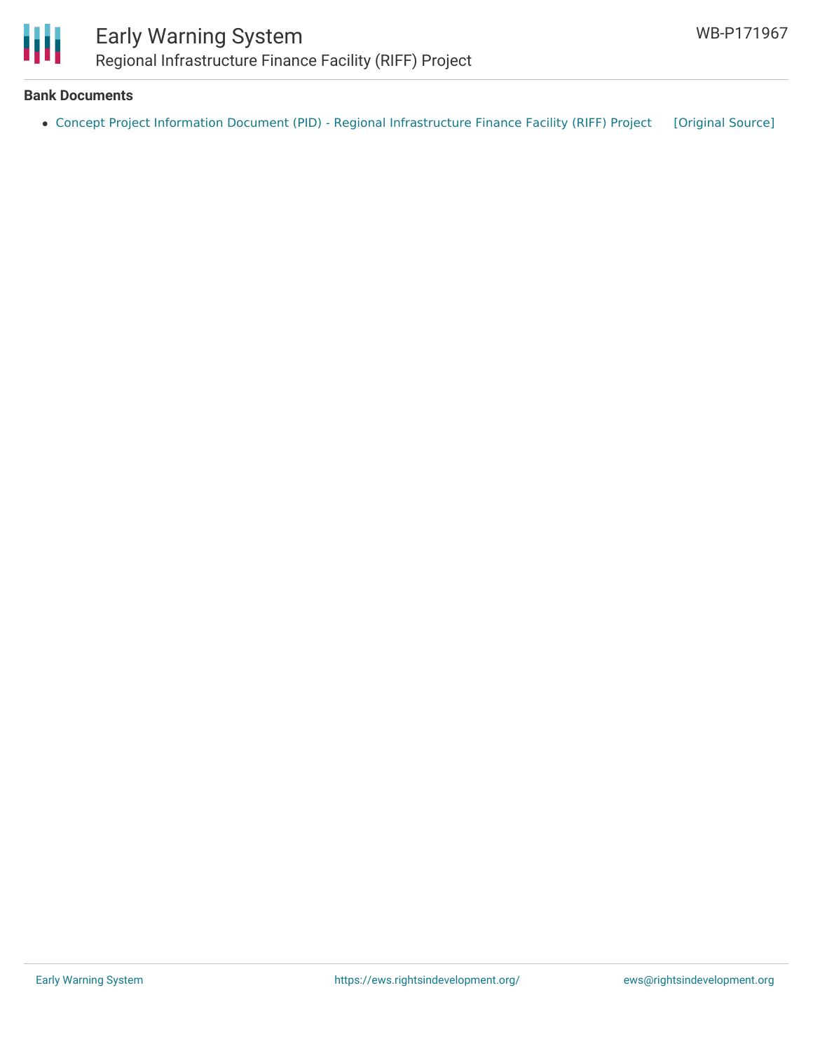**Bank Documents**

- Concept Project Information Document (PID) - Regional Infrastructure Finance Facility (RIFF) Project [Original Source]